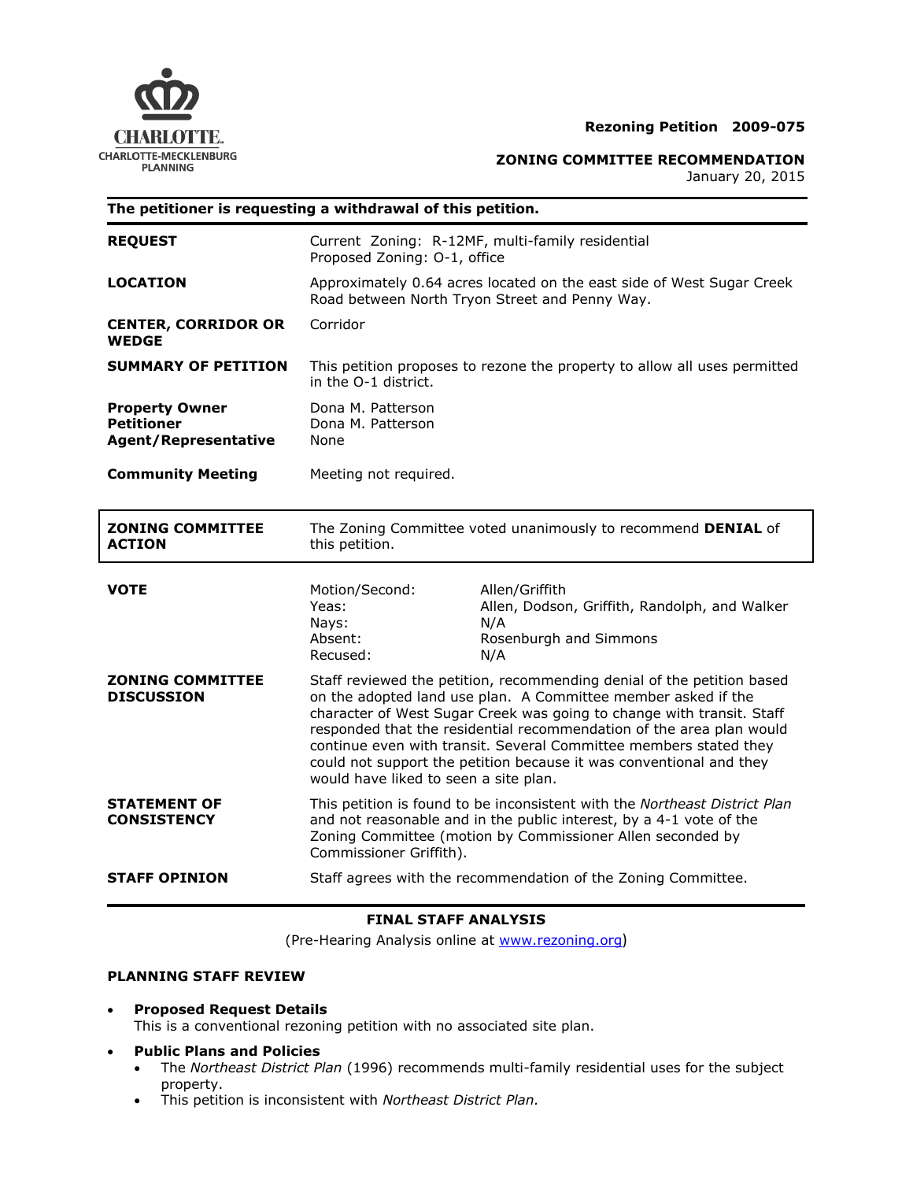**Rezoning Petition 2009-075**

**ZONING COMMITTEE RECOMMENDATION**
January 20, 2015

**The petitioner is requesting a withdrawal of this petition.**

| | |
|---|---|
| **REQUEST** | Current Zoning: R-12MF, multi-family residential<br>Proposed Zoning: O-1, office |
| **LOCATION** | Approximately 0.64 acres located on the east side of West Sugar Creek Road between North Tryon Street and Penny Way. |
| **CENTER, CORRIDOR OR WEDGE** | Corridor |
| **SUMMARY OF PETITION** | This petition proposes to rezone the property to allow all uses permitted in the O-1 district. |
| **Property Owner**<br>**Petitioner**<br>**Agent/Representative** | Dona M. Patterson<br>Dona M. Patterson<br>None |
| **Community Meeting** | Meeting not required. |

| | |
|---|---|
| **ZONING COMMITTEE ACTION** | The Zoning Committee voted unanimously to recommend **DENIAL** of this petition. |

| | | |
|---|---|---|
| **VOTE** | Motion/Second: | Allen/Griffith |
| | Yeas: | Allen, Dodson, Griffith, Randolph, and Walker |
| | Nays: | N/A |
| | Absent: | Rosenburgh and Simmons |
| | Recused: | N/A |

| | |
|---|---|
| **ZONING COMMITTEE DISCUSSION** | Staff reviewed the petition, recommending denial of the petition based on the adopted land use plan. A Committee member asked if the character of West Sugar Creek was going to change with transit. Staff responded that the residential recommendation of the area plan would continue even with transit. Several Committee members stated they could not support the petition because it was conventional and they would have liked to seen a site plan. |
| **STATEMENT OF CONSISTENCY** | This petition is found to be inconsistent with the *Northeast District Plan* and not reasonable and in the public interest, by a 4-1 vote of the Zoning Committee (motion by Commissioner Allen seconded by Commissioner Griffith). |
| **STAFF OPINION** | Staff agrees with the recommendation of the Zoning Committee. |

## FINAL STAFF ANALYSIS

(Pre-Hearing Analysis online at www.rezoning.org)

### PLANNING STAFF REVIEW

- **Proposed Request Details**
  This is a conventional rezoning petition with no associated site plan.
- **Public Plans and Policies**
  - The *Northeast District Plan* (1996) recommends multi-family residential uses for the subject property.
  - This petition is inconsistent with *Northeast District Plan.*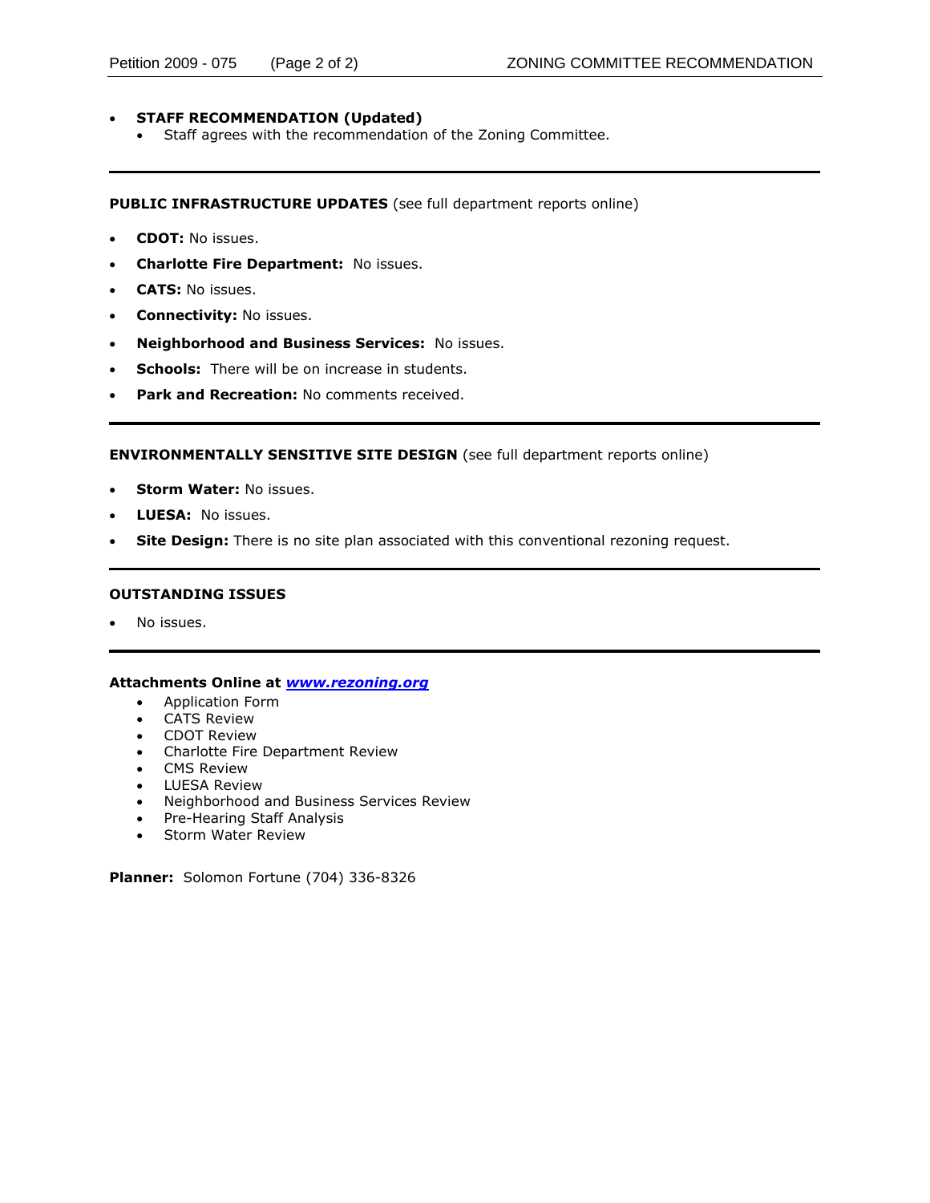- **STAFF RECOMMENDATION (Updated)**
  - Staff agrees with the recommendation of the Zoning Committee.

---

**PUBLIC INFRASTRUCTURE UPDATES** (see full department reports online)

- **CDOT:** No issues.
- **Charlotte Fire Department:** No issues.
- **CATS:** No issues.
- **Connectivity:** No issues.
- **Neighborhood and Business Services:** No issues.
- **Schools:** There will be on increase in students.
- **Park and Recreation:** No comments received.

---

**ENVIRONMENTALLY SENSITIVE SITE DESIGN** (see full department reports online)

- **Storm Water:** No issues.
- **LUESA:** No issues.
- **Site Design:** There is no site plan associated with this conventional rezoning request.

---

**OUTSTANDING ISSUES**

- No issues.

---

**Attachments Online at *www.rezoning.org***

- Application Form
- CATS Review
- CDOT Review
- Charlotte Fire Department Review
- CMS Review
- LUESA Review
- Neighborhood and Business Services Review
- Pre-Hearing Staff Analysis
- Storm Water Review

**Planner:** Solomon Fortune (704) 336-8326